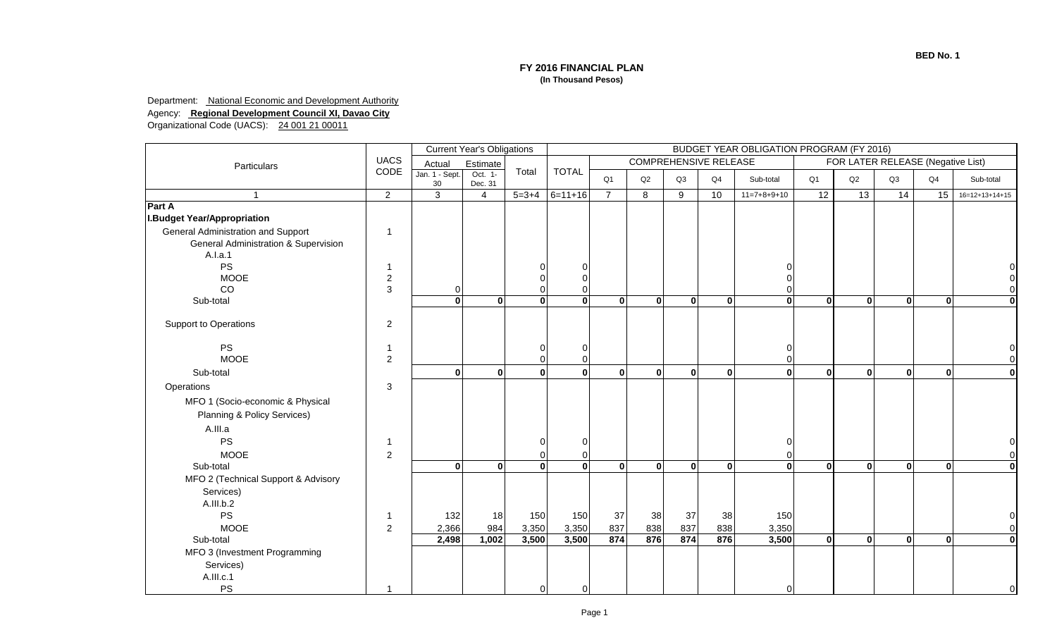BED No. 1

# FY 2016 FINANCIAL PLAN
**(In Thousand Pesos)**

Department: National Economic and Development Authority
Agency: **Regional Development Council XI, Davao City**
Organizational Code (UACS): 24 001 21 00011

| Particulars | UACS CODE | Current Year's Obligations | | | BUDGET YEAR OBLIGATION PROGRAM (FY 2016) | | | | | | | | | | |
|---|---|---|---|---|---|---|---|---|---|---|---|---|---|---|---|
| | | Actual | Estimate | Total | TOTAL | COMPREHENSIVE RELEASE | | | | | FOR LATER RELEASE (Negative List) | | | | |
| | | Jan. 1 - Sept. 30 | Oct. 1- Dec. 31 | | | Q1 | Q2 | Q3 | Q4 | Sub-total | Q1 | Q2 | Q3 | Q4 | Sub-total |
| 1 | 2 | 3 | 4 | 5=3+4 | 6=11+16 | 7 | 8 | 9 | 10 | 11=7+8+9+10 | 12 | 13 | 14 | 15 | 16=12+13+14+15 |
| **Part A** | | | | | | | | | | | | | | | |
| **I.Budget Year/Appropriation** | | | | | | | | | | | | | | | |
| General Administration and Support | 1 | | | | | | | | | | | | | | |
| General Administration & Supervision | | | | | | | | | | | | | | | |
| A.I.a.1 | | | | | | | | | | | | | | | |
| PS | 1 | | | 0 | 0 | | | | | 0 | | | | | 0 |
| MOOE | 2 | | | 0 | 0 | | | | | 0 | | | | | 0 |
| CO | 3 | 0 | | 0 | 0 | | | | | 0 | | | | | 0 |
| Sub-total | | **0** | **0** | **0** | **0** | **0** | **0** | **0** | **0** | **0** | **0** | **0** | **0** | **0** | **0** |
| Support to Operations | 2 | | | | | | | | | | | | | | |
| PS | 1 | | | 0 | 0 | | | | | 0 | | | | | 0 |
| MOOE | 2 | | | 0 | 0 | | | | | 0 | | | | | 0 |
| Sub-total | | **0** | **0** | **0** | **0** | **0** | **0** | **0** | **0** | **0** | **0** | **0** | **0** | **0** | **0** |
| Operations | 3 | | | | | | | | | | | | | | |
| MFO 1 (Socio-economic & Physical Planning & Policy Services) | | | | | | | | | | | | | | | |
| A.III.a | | | | | | | | | | | | | | | |
| PS | 1 | | | 0 | 0 | | | | | 0 | | | | | 0 |
| MOOE | 2 | | | 0 | 0 | | | | | 0 | | | | | 0 |
| Sub-total | | **0** | **0** | **0** | **0** | **0** | **0** | **0** | **0** | **0** | **0** | **0** | **0** | **0** | **0** |
| MFO 2 (Technical Support & Advisory Services) | | | | | | | | | | | | | | | |
| A.III.b.2 | | | | | | | | | | | | | | | |
| PS | 1 | 132 | 18 | 150 | 150 | 37 | 38 | 37 | 38 | 150 | | | | | 0 |
| MOOE | 2 | 2,366 | 984 | 3,350 | 3,350 | 837 | 838 | 837 | 838 | 3,350 | | | | | 0 |
| Sub-total | | **2,498** | **1,002** | **3,500** | **3,500** | **874** | **876** | **874** | **876** | **3,500** | **0** | **0** | **0** | **0** | **0** |
| MFO 3 (Investment Programming Services) | | | | | | | | | | | | | | | |
| A.III.c.1 | | | | | | | | | | | | | | | |
| PS | 1 | | | 0 | 0 | | | | | 0 | | | | | 0 |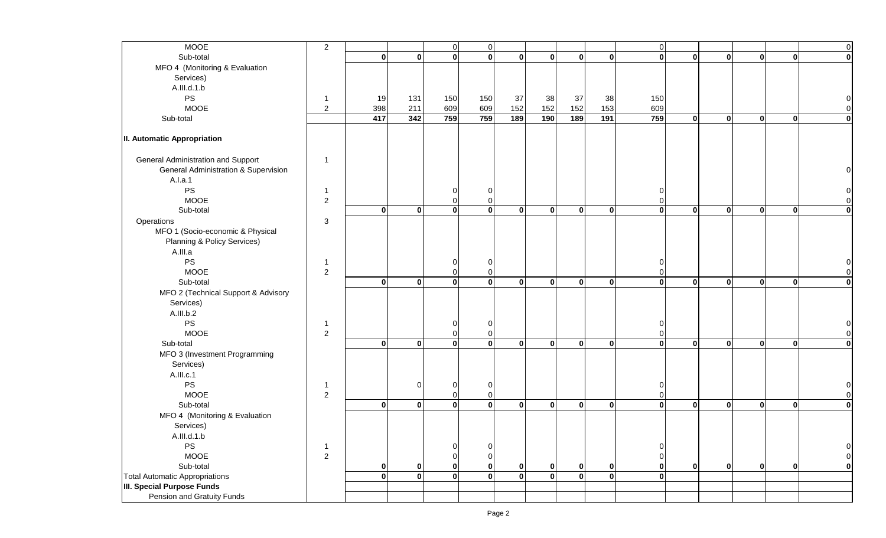| | | | | | | | | | | | | | | | |
|---|---|---|---|---|---|---|---|---|---|---|---|---|---|---|---|
| MOOE | 2 | | | 0 | 0 | | | | | 0 | | | | | 0 |
| Sub-total | | **0** | **0** | **0** | **0** | **0** | **0** | **0** | **0** | **0** | **0** | **0** | **0** | **0** | **0** |
| MFO 4 (Monitoring & Evaluation Services) | | | | | | | | | | | | | | | |
| A.III.d.1.b | | | | | | | | | | | | | | | |
| PS | 1 | 19 | 131 | 150 | 150 | 37 | 38 | 37 | 38 | 150 | | | | | 0 |
| MOOE | 2 | 398 | 211 | 609 | 609 | 152 | 152 | 152 | 153 | 609 | | | | | 0 |
| Sub-total | | **417** | **342** | **759** | **759** | **189** | **190** | **189** | **191** | **759** | **0** | **0** | **0** | **0** | **0** |
| **II. Automatic Appropriation** | | | | | | | | | | | | | | | |
| General Administration and Support | 1 | | | | | | | | | | | | | | |
| General Administration & Supervision | | | | | | | | | | | | | | | 0 |
| A.I.a.1 | | | | | | | | | | | | | | | |
| PS | 1 | | | 0 | 0 | | | | | 0 | | | | | 0 |
| MOOE | 2 | | | 0 | 0 | | | | | 0 | | | | | 0 |
| Sub-total | | **0** | **0** | **0** | **0** | **0** | **0** | **0** | **0** | **0** | **0** | **0** | **0** | **0** | **0** |
| Operations | 3 | | | | | | | | | | | | | | |
| MFO 1 (Socio-economic & Physical Planning & Policy Services) | | | | | | | | | | | | | | | |
| A.III.a | | | | | | | | | | | | | | | |
| PS | 1 | | | 0 | 0 | | | | | 0 | | | | | 0 |
| MOOE | 2 | | | 0 | 0 | | | | | 0 | | | | | 0 |
| Sub-total | | **0** | **0** | **0** | **0** | **0** | **0** | **0** | **0** | **0** | **0** | **0** | **0** | **0** | **0** |
| MFO 2 (Technical Support & Advisory Services) | | | | | | | | | | | | | | | |
| A.III.b.2 | | | | | | | | | | | | | | | |
| PS | 1 | | | 0 | 0 | | | | | 0 | | | | | 0 |
| MOOE | 2 | | | 0 | 0 | | | | | 0 | | | | | 0 |
| Sub-total | | **0** | **0** | **0** | **0** | **0** | **0** | **0** | **0** | **0** | **0** | **0** | **0** | **0** | **0** |
| MFO 3 (Investment Programming Services) | | | | | | | | | | | | | | | |
| A.III.c.1 | | | | | | | | | | | | | | | |
| PS | 1 | | 0 | 0 | 0 | | | | | 0 | | | | | 0 |
| MOOE | 2 | | | 0 | 0 | | | | | 0 | | | | | 0 |
| Sub-total | | **0** | **0** | **0** | **0** | **0** | **0** | **0** | **0** | **0** | **0** | **0** | **0** | **0** | **0** |
| MFO 4 (Monitoring & Evaluation Services) | | | | | | | | | | | | | | | |
| A.III.d.1.b | | | | | | | | | | | | | | | |
| PS | 1 | | | 0 | 0 | | | | | 0 | | | | | 0 |
| MOOE | 2 | | | 0 | 0 | | | | | 0 | | | | | 0 |
| Sub-total | | **0** | **0** | **0** | **0** | **0** | **0** | **0** | **0** | **0** | **0** | **0** | **0** | **0** | **0** |
| Total Automatic Appropriations | | **0** | **0** | **0** | **0** | **0** | **0** | **0** | **0** | **0** | | | | | |
| **III. Special Purpose Funds** | | | | | | | | | | | | | | | |
| Pension and Gratuity Funds | | | | | | | | | | | | | | | |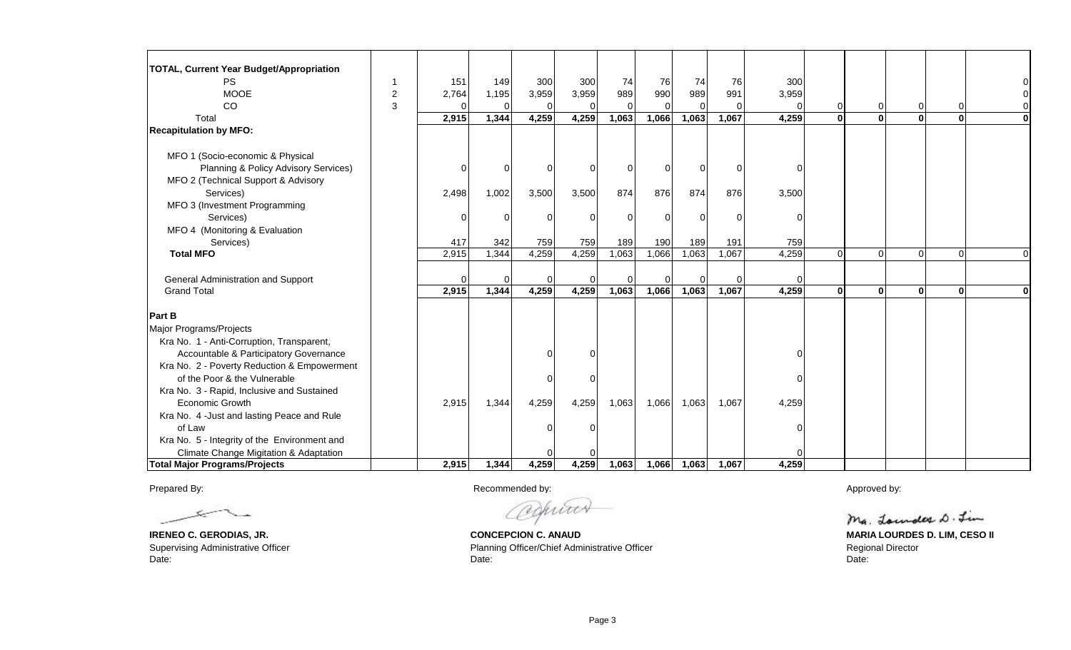| | | | | | | | | | | | | | | | | |
|---|---|---|---|---|---|---|---|---|---|---|---|---|---|---|---|---|
| **TOTAL, Current Year Budget/Appropriation** | | | | | | | | | | | | | | | | |
| PS | 1 | 151 | 149 | 300 | 300 | 74 | 76 | 74 | 76 | 300 | | | | | | 0 |
| MOOE | 2 | 2,764 | 1,195 | 3,959 | 3,959 | 989 | 990 | 989 | 991 | 3,959 | | | | | | 0 |
| CO | 3 | 0 | 0 | 0 | 0 | 0 | 0 | 0 | 0 | 0 | 0 | 0 | 0 | 0 | | 0 |
| Total | | **2,915** | **1,344** | **4,259** | **4,259** | **1,063** | **1,066** | **1,063** | **1,067** | **4,259** | **0** | **0** | **0** | **0** | | **0** |
| **Recapitulation by MFO:** | | | | | | | | | | | | | | | | |
| MFO 1 (Socio-economic & Physical Planning & Policy Advisory Services) | | 0 | 0 | 0 | 0 | 0 | 0 | 0 | 0 | 0 | | | | | | |
| MFO 2 (Technical Support & Advisory Services) | | 2,498 | 1,002 | 3,500 | 3,500 | 874 | 876 | 874 | 876 | 3,500 | | | | | | |
| MFO 3 (Investment Programming Services) | | 0 | 0 | 0 | 0 | 0 | 0 | 0 | 0 | 0 | | | | | | |
| MFO 4 (Monitoring & Evaluation Services) | | 417 | 342 | 759 | 759 | 189 | 190 | 189 | 191 | 759 | | | | | | |
| **Total MFO** | | 2,915 | 1,344 | 4,259 | 4,259 | 1,063 | 1,066 | 1,063 | 1,067 | 4,259 | 0 | 0 | 0 | 0 | | 0 |
| General Administration and Support | | 0 | 0 | 0 | 0 | 0 | 0 | 0 | 0 | 0 | | | | | | |
| Grand Total | | **2,915** | **1,344** | **4,259** | **4,259** | **1,063** | **1,066** | **1,063** | **1,067** | **4,259** | **0** | **0** | **0** | **0** | | **0** |
| **Part B** | | | | | | | | | | | | | | | | |
| Major Programs/Projects | | | | | | | | | | | | | | | | |
| Kra No. 1 - Anti-Corruption, Transparent, Accountable & Participatory Governance | | | | 0 | 0 | | | | | 0 | | | | | | |
| Kra No. 2 - Poverty Reduction & Empowerment of the Poor & the Vulnerable | | | | 0 | 0 | | | | | 0 | | | | | | |
| Kra No. 3 - Rapid, Inclusive and Sustained Economic Growth | | 2,915 | 1,344 | 4,259 | 4,259 | 1,063 | 1,066 | 1,063 | 1,067 | 4,259 | | | | | | |
| Kra No. 4 -Just and lasting Peace and Rule of Law | | | | 0 | 0 | | | | | 0 | | | | | | |
| Kra No. 5 - Integrity of the Environment and Climate Change Migitation & Adaptation | | | | 0 | 0 | | | | | 0 | | | | | | |
| **Total Major Programs/Projects** | | **2,915** | **1,344** | **4,259** | **4,259** | **1,063** | **1,066** | **1,063** | **1,067** | **4,259** | | | | | | |

Prepared By:

**IRENEO C. GERODIAS, JR.**
Supervising Administrative Officer
Date:

Recommended by:

**CONCEPCION C. ANAUD**
Planning Officer/Chief Administrative Officer
Date:

Approved by:

**MARIA LOURDES D. LIM, CESO II**
Regional Director
Date: